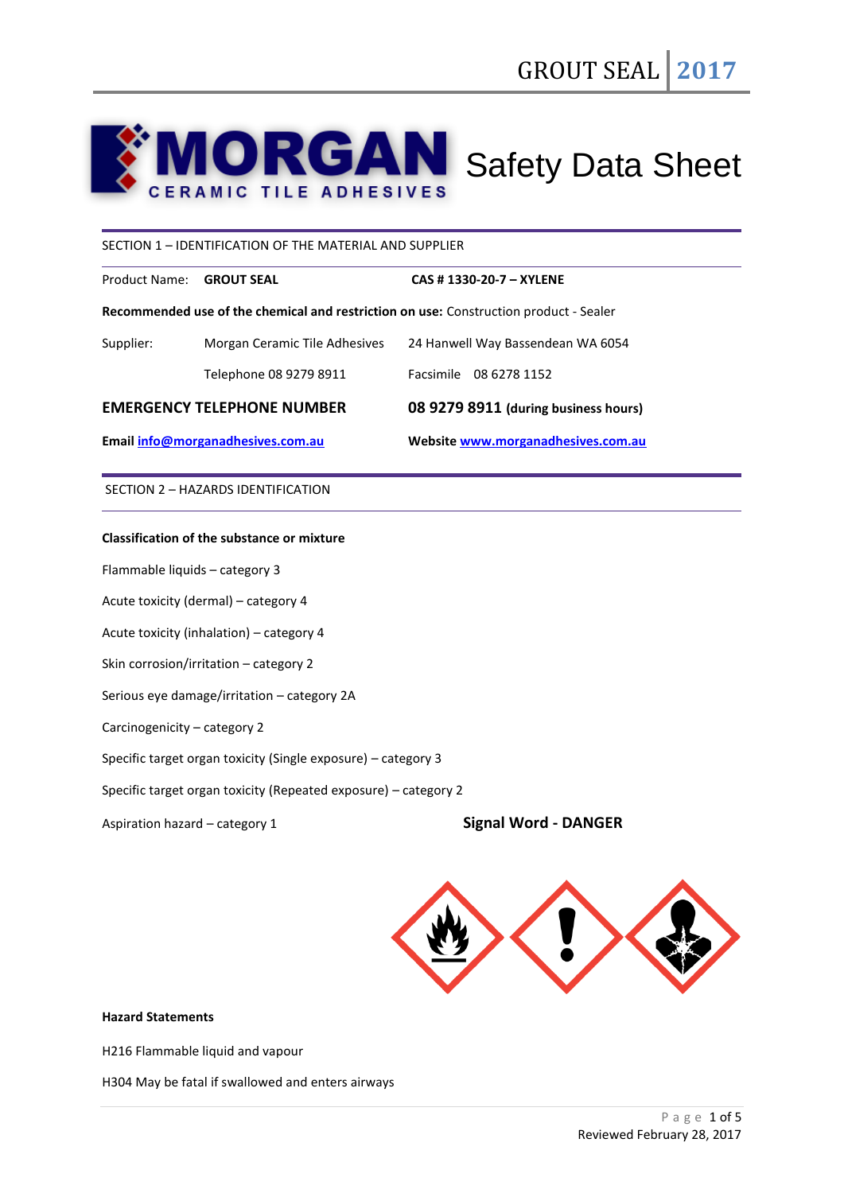# Safety Data Sheet

MORGAN CERAMIC TILE ADHESIVES

## SECTION 1 – IDENTIFICATION OF THE MATERIAL AND SUPPLIER

Product Name: **GROUT SEAL** **CAS # 1330-20-7 – XYLENE**

**Recommended use of the chemical and restriction on use:** Construction product - Sealer

| | | |
|---|---|---|
| Supplier: | Morgan Ceramic Tile Adhesives | 24 Hanwell Way Bassendean WA 6054 |
| | Telephone 08 9279 8911 | Facsimile 08 6278 1152 |

**EMERGENCY TELEPHONE NUMBER** **08 9279 8911 (during business hours)**

**Email** info@morganadhesives.com.au **Website** www.morganadhesives.com.au

## SECTION 2 – HAZARDS IDENTIFICATION

**Classification of the substance or mixture**

Flammable liquids – category 3

Acute toxicity (dermal) – category 4

Acute toxicity (inhalation) – category 4

Skin corrosion/irritation – category 2

Serious eye damage/irritation – category 2A

Carcinogenicity – category 2

Specific target organ toxicity (Single exposure) – category 3

Specific target organ toxicity (Repeated exposure) – category 2

Aspiration hazard – category 1

**Signal Word - DANGER**

**Hazard Statements**

H216 Flammable liquid and vapour

H304 May be fatal if swallowed and enters airways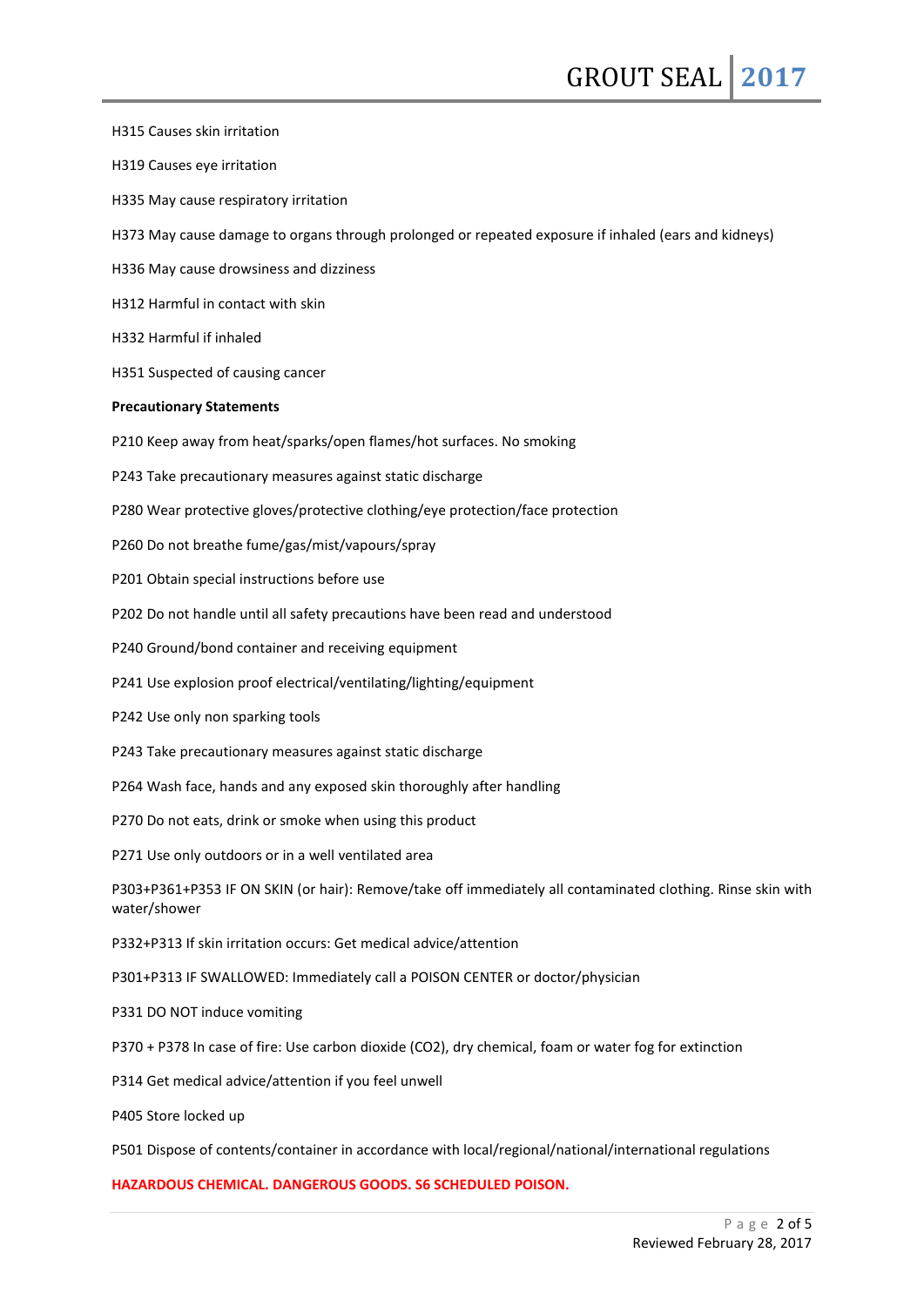H315 Causes skin irritation

H319 Causes eye irritation

H335 May cause respiratory irritation

H373 May cause damage to organs through prolonged or repeated exposure if inhaled (ears and kidneys)

H336 May cause drowsiness and dizziness

H312 Harmful in contact with skin

H332 Harmful if inhaled

H351 Suspected of causing cancer

**Precautionary Statements**

P210 Keep away from heat/sparks/open flames/hot surfaces. No smoking

P243 Take precautionary measures against static discharge

P280 Wear protective gloves/protective clothing/eye protection/face protection

P260 Do not breathe fume/gas/mist/vapours/spray

P201 Obtain special instructions before use

P202 Do not handle until all safety precautions have been read and understood

P240 Ground/bond container and receiving equipment

P241 Use explosion proof electrical/ventilating/lighting/equipment

P242 Use only non sparking tools

P243 Take precautionary measures against static discharge

P264 Wash face, hands and any exposed skin thoroughly after handling

P270 Do not eats, drink or smoke when using this product

P271 Use only outdoors or in a well ventilated area

P303+P361+P353 IF ON SKIN (or hair): Remove/take off immediately all contaminated clothing. Rinse skin with water/shower

P332+P313 If skin irritation occurs: Get medical advice/attention

P301+P313 IF SWALLOWED: Immediately call a POISON CENTER or doctor/physician

P331 DO NOT induce vomiting

P370 + P378 In case of fire: Use carbon dioxide ($CO_2$), dry chemical, foam or water fog for extinction

P314 Get medical advice/attention if you feel unwell

P405 Store locked up

P501 Dispose of contents/container in accordance with local/regional/national/international regulations

**HAZARDOUS CHEMICAL. DANGEROUS GOODS. S6 SCHEDULED POISON.**

Reviewed February 28, 2017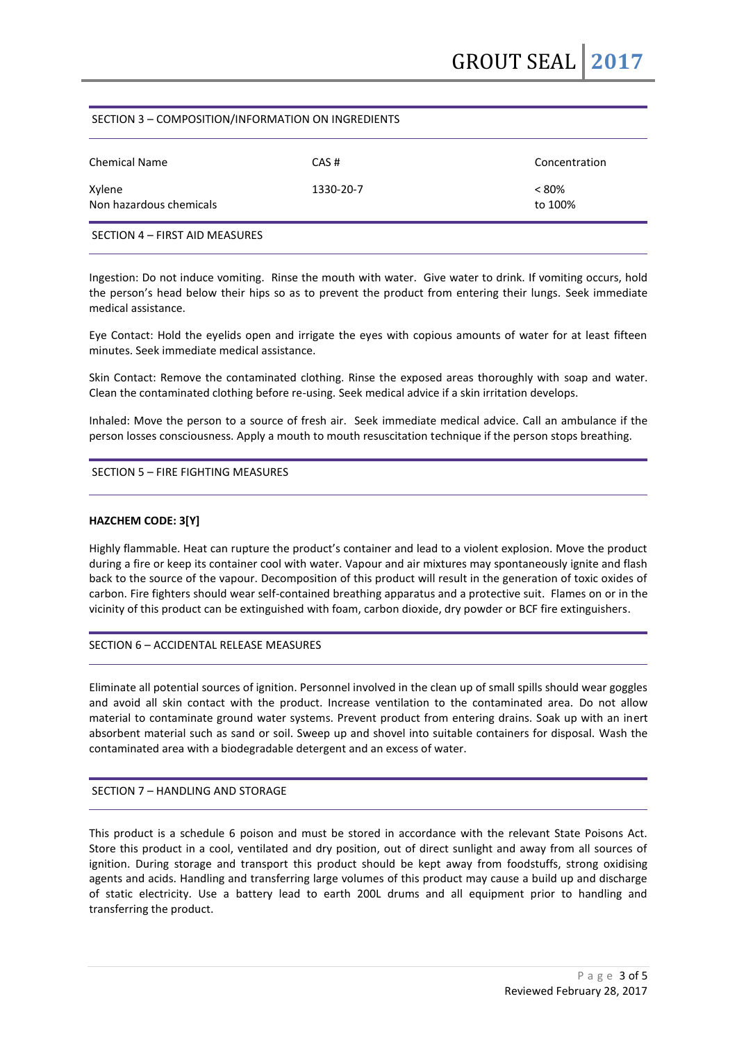## SECTION 3 – COMPOSITION/INFORMATION ON INGREDIENTS

| Chemical Name | CAS # | Concentration |
|---|---|---|
| Xylene | 1330-20-7 | < 80% |
| Non hazardous chemicals | | to 100% |

## SECTION 4 – FIRST AID MEASURES

Ingestion: Do not induce vomiting. Rinse the mouth with water. Give water to drink. If vomiting occurs, hold the person's head below their hips so as to prevent the product from entering their lungs. Seek immediate medical assistance.

Eye Contact: Hold the eyelids open and irrigate the eyes with copious amounts of water for at least fifteen minutes. Seek immediate medical assistance.

Skin Contact: Remove the contaminated clothing. Rinse the exposed areas thoroughly with soap and water. Clean the contaminated clothing before re-using. Seek medical advice if a skin irritation develops.

Inhaled: Move the person to a source of fresh air. Seek immediate medical advice. Call an ambulance if the person losses consciousness. Apply a mouth to mouth resuscitation technique if the person stops breathing.

## SECTION 5 – FIRE FIGHTING MEASURES

**HAZCHEM CODE: 3[Y]**

Highly flammable. Heat can rupture the product's container and lead to a violent explosion. Move the product during a fire or keep its container cool with water. Vapour and air mixtures may spontaneously ignite and flash back to the source of the vapour. Decomposition of this product will result in the generation of toxic oxides of carbon. Fire fighters should wear self-contained breathing apparatus and a protective suit. Flames on or in the vicinity of this product can be extinguished with foam, carbon dioxide, dry powder or BCF fire extinguishers.

## SECTION 6 – ACCIDENTAL RELEASE MEASURES

Eliminate all potential sources of ignition. Personnel involved in the clean up of small spills should wear goggles and avoid all skin contact with the product. Increase ventilation to the contaminated area. Do not allow material to contaminate ground water systems. Prevent product from entering drains. Soak up with an inert absorbent material such as sand or soil. Sweep up and shovel into suitable containers for disposal. Wash the contaminated area with a biodegradable detergent and an excess of water.

## SECTION 7 – HANDLING AND STORAGE

This product is a schedule 6 poison and must be stored in accordance with the relevant State Poisons Act. Store this product in a cool, ventilated and dry position, out of direct sunlight and away from all sources of ignition. During storage and transport this product should be kept away from foodstuffs, strong oxidising agents and acids. Handling and transferring large volumes of this product may cause a build up and discharge of static electricity. Use a battery lead to earth 200L drums and all equipment prior to handling and transferring the product.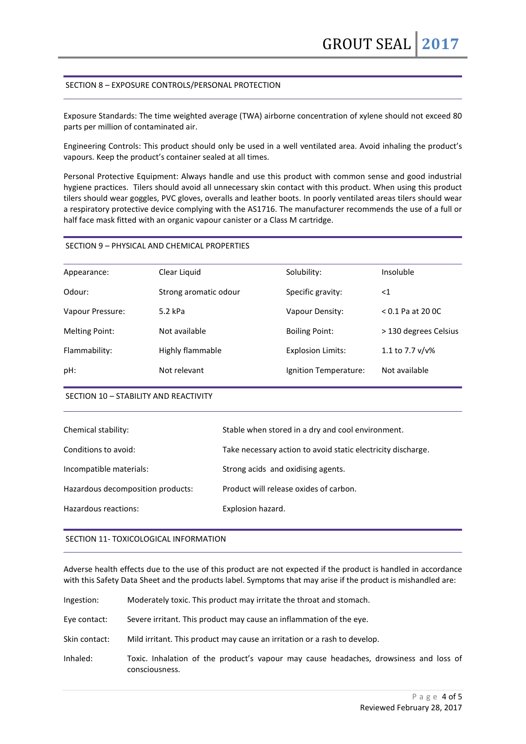## SECTION 8 – EXPOSURE CONTROLS/PERSONAL PROTECTION

Exposure Standards: The time weighted average (TWA) airborne concentration of xylene should not exceed 80 parts per million of contaminated air.

Engineering Controls: This product should only be used in a well ventilated area. Avoid inhaling the product's vapours. Keep the product's container sealed at all times.

Personal Protective Equipment: Always handle and use this product with common sense and good industrial hygiene practices. Tilers should avoid all unnecessary skin contact with this product. When using this product tilers should wear goggles, PVC gloves, overalls and leather boots. In poorly ventilated areas tilers should wear a respiratory protective device complying with the AS1716. The manufacturer recommends the use of a full or half face mask fitted with an organic vapour canister or a Class M cartridge.

## SECTION 9 – PHYSICAL AND CHEMICAL PROPERTIES

| | | | |
|---|---|---|---|
| Appearance: | Clear Liquid | Solubility: | Insoluble |
| Odour: | Strong aromatic odour | Specific gravity: | <1 |
| Vapour Pressure: | 5.2 kPa | Vapour Density: | < 0.1 Pa at 20 0C |
| Melting Point: | Not available | Boiling Point: | > 130 degrees Celsius |
| Flammability: | Highly flammable | Explosion Limits: | 1.1 to 7.7 v/v% |
| pH: | Not relevant | Ignition Temperature: | Not available |

## SECTION 10 – STABILITY AND REACTIVITY

| | |
|---|---|
| Chemical stability: | Stable when stored in a dry and cool environment. |
| Conditions to avoid: | Take necessary action to avoid static electricity discharge. |
| Incompatible materials: | Strong acids and oxidising agents. |
| Hazardous decomposition products: | Product will release oxides of carbon. |
| Hazardous reactions: | Explosion hazard. |

## SECTION 11- TOXICOLOGICAL INFORMATION

Adverse health effects due to the use of this product are not expected if the product is handled in accordance with this Safety Data Sheet and the products label. Symptoms that may arise if the product is mishandled are:

| | |
|---|---|
| Ingestion: | Moderately toxic. This product may irritate the throat and stomach. |
| Eye contact: | Severe irritant. This product may cause an inflammation of the eye. |
| Skin contact: | Mild irritant. This product may cause an irritation or a rash to develop. |
| Inhaled: | Toxic. Inhalation of the product's vapour may cause headaches, drowsiness and loss of consciousness. |

Reviewed February 28, 2017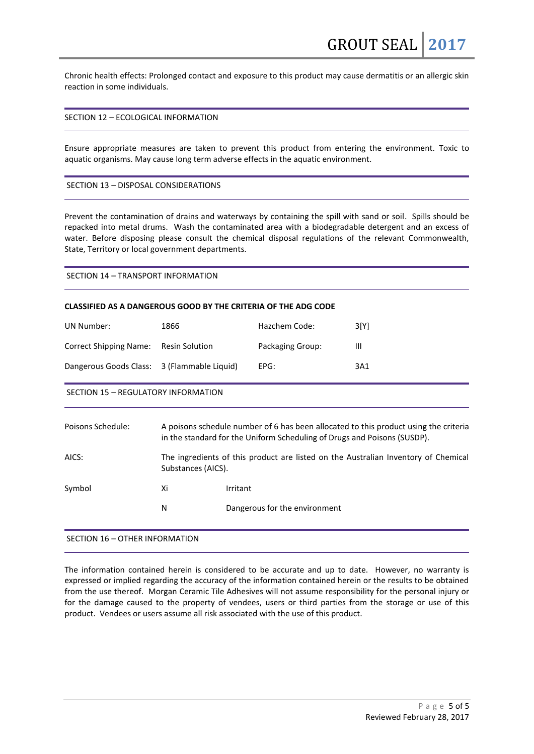Chronic health effects: Prolonged contact and exposure to this product may cause dermatitis or an allergic skin reaction in some individuals.

## SECTION 12 – ECOLOGICAL INFORMATION

Ensure appropriate measures are taken to prevent this product from entering the environment. Toxic to aquatic organisms. May cause long term adverse effects in the aquatic environment.

## SECTION 13 – DISPOSAL CONSIDERATIONS

Prevent the contamination of drains and waterways by containing the spill with sand or soil. Spills should be repacked into metal drums. Wash the contaminated area with a biodegradable detergent and an excess of water. Before disposing please consult the chemical disposal regulations of the relevant Commonwealth, State, Territory or local government departments.

## SECTION 14 – TRANSPORT INFORMATION

**CLASSIFIED AS A DANGEROUS GOOD BY THE CRITERIA OF THE ADG CODE**

| | | | |
|---|---|---|---|
| UN Number: | 1866 | Hazchem Code: | 3[Y] |
| Correct Shipping Name: | Resin Solution | Packaging Group: | III |
| Dangerous Goods Class: | 3 (Flammable Liquid) | EPG: | 3A1 |

## SECTION 15 – REGULATORY INFORMATION

| | | |
|---|---|---|
| Poisons Schedule: | A poisons schedule number of 6 has been allocated to this product using the criteria in the standard for the Uniform Scheduling of Drugs and Poisons (SUSDP). | |
| AICS: | The ingredients of this product are listed on the Australian Inventory of Chemical Substances (AICS). | |
| Symbol | Xi | Irritant |
| | N | Dangerous for the environment |

## SECTION 16 – OTHER INFORMATION

The information contained herein is considered to be accurate and up to date. However, no warranty is expressed or implied regarding the accuracy of the information contained herein or the results to be obtained from the use thereof. Morgan Ceramic Tile Adhesives will not assume responsibility for the personal injury or for the damage caused to the property of vendees, users or third parties from the storage or use of this product. Vendees or users assume all risk associated with the use of this product.

Reviewed February 28, 2017